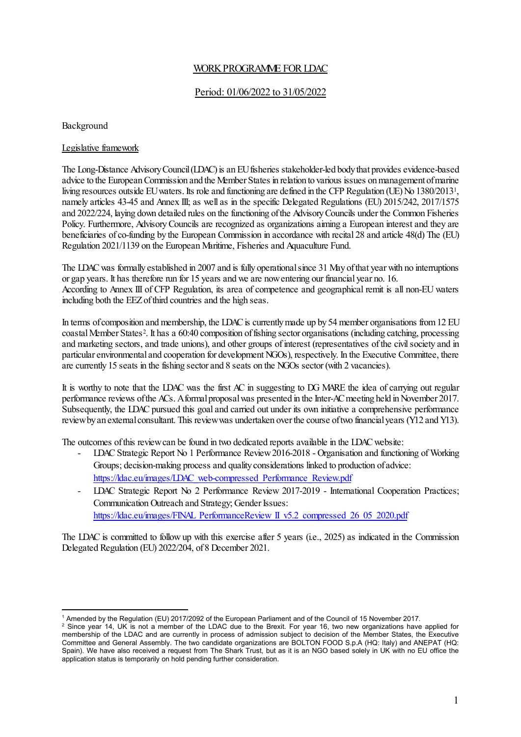# WORK PROGRAMME FOR LDAC

## Period: 01/06/2022 to 31/05/2022

Background

Legislative framework

The Long-Distance Advisory Council (LDAC) is an EU fisheries stakeholder-led body that provides evidence-based advice to the European Commission and the Member States in relation to various issues on management of marine living resources outside EU waters. Its role and functioning are defined in the CFP Regulation (UE) No 1380/2013[1], namely articles 43-45 and Annex III; as well as in the specific Delegated Regulations (EU) 2015/242, 2017/1575 and 2022/224, laying down detailed rules on the functioning of the Advisory Councils under the Common Fisheries Policy. Furthermore, Advisory Councils are recognized as organizations aiming a European interest and they are beneficiaries of co-funding by the European Commission in accordance with recital 28 and article 48(d) The (EU) Regulation 2021/1139 on the European Maritime, Fisheries and Aquaculture Fund.

The LDAC was formally established in 2007 and is fully operational since 31 May of that year with no interruptions or gap years. It has therefore run for 15 years and we are now entering our financial year no. 16.
According to Annex III of CFP Regulation, its area of competence and geographical remit is all non-EU waters including both the EEZ of third countries and the high seas.

In terms of composition and membership, the LDAC is currently made up by 54 member organisations from 12 EU coastal Member States[2]. It has a 60:40 composition of fishing sector organisations (including catching, processing and marketing sectors, and trade unions), and other groups of interest (representatives of the civil society and in particular environmental and cooperation for development NGOs), respectively. In the Executive Committee, there are currently 15 seats in the fishing sector and 8 seats on the NGOs sector (with 2 vacancies).

It is worthy to note that the LDAC was the first AC in suggesting to DG MARE the idea of carrying out regular performance reviews of the ACs. A formal proposal was presented in the Inter-AC meeting held in November 2017. Subsequently, the LDAC pursued this goal and carried out under its own initiative a comprehensive performance review by an external consultant. This review was undertaken over the course of two financial years (Y12 and Y13).

The outcomes of this review can be found in two dedicated reports available in the LDAC website:

- LDAC Strategic Report No 1 Performance Review 2016-2018 - Organisation and functioning of Working Groups; decision-making process and quality considerations linked to production of advice: https://ldac.eu/images/LDAC_web-compressed_Performance_Review.pdf
- LDAC Strategic Report No 2 Performance Review 2017-2019 - International Cooperation Practices; Communication Outreach and Strategy; Gender Issues: https://ldac.eu/images/FINAL_PerformanceReview_II_v5.2_compressed_26_05_2020.pdf

The LDAC is committed to follow up with this exercise after 5 years (i.e., 2025) as indicated in the Commission Delegated Regulation (EU) 2022/204, of 8 December 2021.

---

[1] Amended by the Regulation (EU) 2017/2092 of the European Parliament and of the Council of 15 November 2017.

[2] Since year 14, UK is not a member of the LDAC due to the Brexit. For year 16, two new organizations have applied for membership of the LDAC and are currently in process of admission subject to decision of the Member States, the Executive Committee and General Assembly. The two candidate organizations are BOLTON FOOD S.p.A (HQ: Italy) and ANEPAT (HQ: Spain). We have also received a request from The Shark Trust, but as it is an NGO based solely in UK with no EU office the application status is temporarily on hold pending further consideration.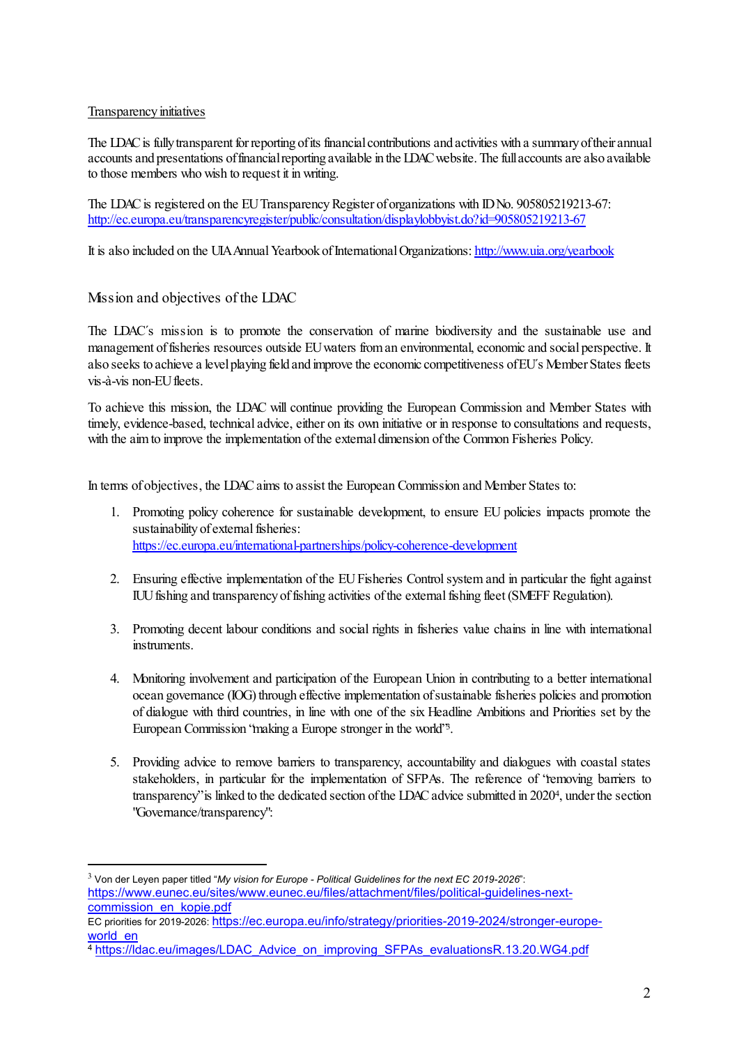Transparency initiatives

The LDAC is fully transparent for reporting of its financial contributions and activities with a summary of their annual accounts and presentations of financial reporting available in the LDAC website. The full accounts are also available to those members who wish to request it in writing.

The LDAC is registered on the EU Transparency Register of organizations with ID No. 905805219213-67: http://ec.europa.eu/transparencyregister/public/consultation/displaylobbyist.do?id=905805219213-67

It is also included on the UIA Annual Yearbook of International Organizations: http://www.uia.org/yearbook

## Mission and objectives of the LDAC

The LDAC´s mission is to promote the conservation of marine biodiversity and the sustainable use and management of fisheries resources outside EU waters from an environmental, economic and social perspective. It also seeks to achieve a level playing field and improve the economic competitiveness of EU´s Member States fleets vis-à-vis non-EU fleets.

To achieve this mission, the LDAC will continue providing the European Commission and Member States with timely, evidence-based, technical advice, either on its own initiative or in response to consultations and requests, with the aim to improve the implementation of the external dimension of the Common Fisheries Policy.

In terms of objectives, the LDAC aims to assist the European Commission and Member States to:

1. Promoting policy coherence for sustainable development, to ensure EU policies impacts promote the sustainability of external fisheries: https://ec.europa.eu/international-partnerships/policy-coherence-development

2. Ensuring effective implementation of the EU Fisheries Control system and in particular the fight against IUU fishing and transparency of fishing activities of the external fishing fleet (SMEFF Regulation).

3. Promoting decent labour conditions and social rights in fisheries value chains in line with international instruments.

4. Monitoring involvement and participation of the European Union in contributing to a better international ocean governance (IOG) through effective implementation of sustainable fisheries policies and promotion of dialogue with third countries, in line with one of the six Headline Ambitions and Priorities set by the European Commission "making a Europe stronger in the world"[3].

5. Providing advice to remove barriers to transparency, accountability and dialogues with coastal states stakeholders, in particular for the implementation of SFPAs. The reference of "removing barriers to transparency" is linked to the dedicated section of the LDAC advice submitted in 2020[4], under the section "Governance/transparency":

---

[3] Von der Leyen paper titled "*My vision for Europe - Political Guidelines for the next EC 2019-2026*": https://www.eunec.eu/sites/www.eunec.eu/files/attachment/files/political-guidelines-next-commission_en_kopie.pdf
EC priorities for 2019-2026: https://ec.europa.eu/info/strategy/priorities-2019-2024/stronger-europe-world_en

[4] https://ldac.eu/images/LDAC_Advice_on_improving_SFPAs_evaluationsR.13.20.WG4.pdf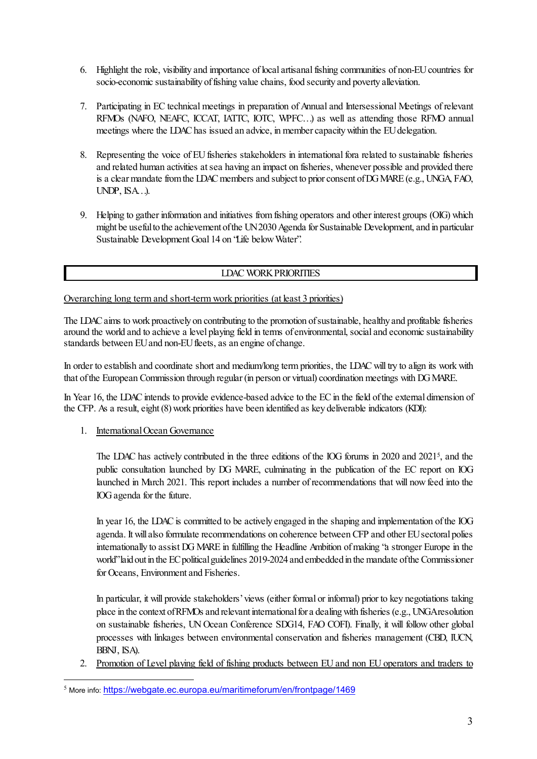6. Highlight the role, visibility and importance of local artisanal fishing communities of non-EU countries for socio-economic sustainability of fishing value chains, food security and poverty alleviation.

7. Participating in EC technical meetings in preparation of Annual and Intersessional Meetings of relevant RFMOs (NAFO, NEAFC, ICCAT, IATTC, IOTC, WPFC…) as well as attending those RFMO annual meetings where the LDAC has issued an advice, in member capacity within the EU delegation.

8. Representing the voice of EU fisheries stakeholders in international fora related to sustainable fisheries and related human activities at sea having an impact on fisheries, whenever possible and provided there is a clear mandate from the LDAC members and subject to prior consent of DG MARE (e.g., UNGA, FAO, UNDP, ISA…).

9. Helping to gather information and initiatives from fishing operators and other interest groups (OIG) which might be useful to the achievement of the UN 2030 Agenda for Sustainable Development, and in particular Sustainable Development Goal 14 on "Life below Water".

## LDAC WORK PRIORITIES

Overarching long term and short-term work priorities (at least 3 priorities)

The LDAC aims to work proactively on contributing to the promotion of sustainable, healthy and profitable fisheries around the world and to achieve a level playing field in terms of environmental, social and economic sustainability standards between EU and non-EU fleets, as an engine of change.

In order to establish and coordinate short and medium/long term priorities, the LDAC will try to align its work with that of the European Commission through regular (in person or virtual) coordination meetings with DG MARE.

In Year 16, the LDAC intends to provide evidence-based advice to the EC in the field of the external dimension of the CFP. As a result, eight (8) work priorities have been identified as key deliverable indicators (KDI):

1. International Ocean Governance

   The LDAC has actively contributed in the three editions of the IOG forums in 2020 and 2021[5], and the public consultation launched by DG MARE, culminating in the publication of the EC report on IOG launched in March 2021. This report includes a number of recommendations that will now feed into the IOG agenda for the future.

   In year 16, the LDAC is committed to be actively engaged in the shaping and implementation of the IOG agenda. It will also formulate recommendations on coherence between CFP and other EU sectoral polies internationally to assist DG MARE in fulfilling the Headline Ambition of making "a stronger Europe in the world" laid out in the EC political guidelines 2019-2024 and embedded in the mandate of the Commissioner for Oceans, Environment and Fisheries.

   In particular, it will provide stakeholders' views (either formal or informal) prior to key negotiations taking place in the context of RFMOs and relevant international for a dealing with fisheries (e.g., UNGA resolution on sustainable fisheries, UN Ocean Conference SDG14, FAO COFI). Finally, it will follow other global processes with linkages between environmental conservation and fisheries management (CBD, IUCN, BBNJ, ISA).

2. Promotion of Level playing field of fishing products between EU and non EU operators and traders to

[5] More info: https://webgate.ec.europa.eu/maritimeforum/en/frontpage/1469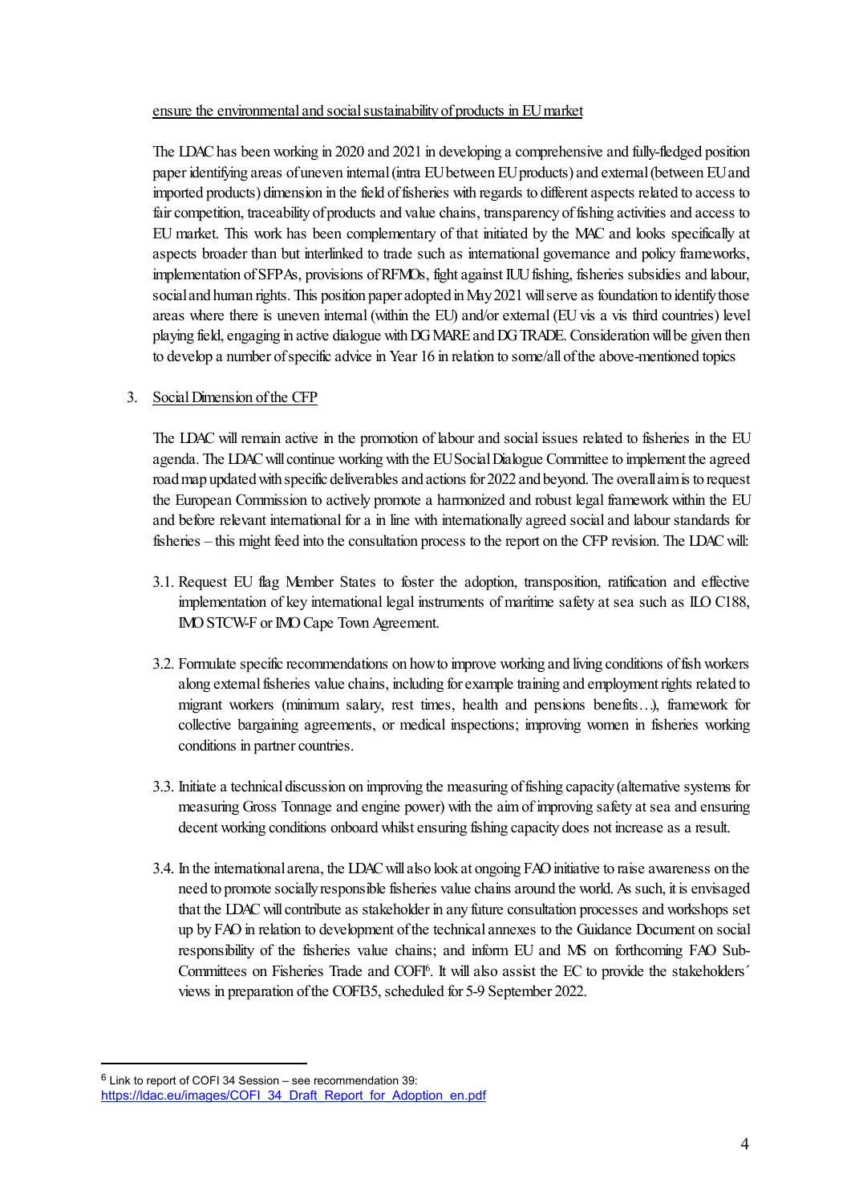ensure the environmental and social sustainability of products in EU market

The LDAC has been working in 2020 and 2021 in developing a comprehensive and fully-fledged position paper identifying areas of uneven internal (intra EU between EU products) and external (between EU and imported products) dimension in the field of fisheries with regards to different aspects related to access to fair competition, traceability of products and value chains, transparency of fishing activities and access to EU market. This work has been complementary of that initiated by the MAC and looks specifically at aspects broader than but interlinked to trade such as international governance and policy frameworks, implementation of SFPAs, provisions of RFMOs, fight against IUU fishing, fisheries subsidies and labour, social and human rights. This position paper adopted in May 2021 will serve as foundation to identify those areas where there is uneven internal (within the EU) and/or external (EU vis a vis third countries) level playing field, engaging in active dialogue with DG MARE and DG TRADE. Consideration will be given then to develop a number of specific advice in Year 16 in relation to some/all of the above-mentioned topics

3. Social Dimension of the CFP

The LDAC will remain active in the promotion of labour and social issues related to fisheries in the EU agenda. The LDAC will continue working with the EU Social Dialogue Committee to implement the agreed road map updated with specific deliverables and actions for 2022 and beyond. The overall aim is to request the European Commission to actively promote a harmonized and robust legal framework within the EU and before relevant international for a in line with internationally agreed social and labour standards for fisheries – this might feed into the consultation process to the report on the CFP revision. The LDAC will:

3.1. Request EU flag Member States to foster the adoption, transposition, ratification and effective implementation of key international legal instruments of maritime safety at sea such as ILO C188, IMO STCW-F or IMO Cape Town Agreement.

3.2. Formulate specific recommendations on how to improve working and living conditions of fish workers along external fisheries value chains, including for example training and employment rights related to migrant workers (minimum salary, rest times, health and pensions benefits…), framework for collective bargaining agreements, or medical inspections; improving women in fisheries working conditions in partner countries.

3.3. Initiate a technical discussion on improving the measuring of fishing capacity (alternative systems for measuring Gross Tonnage and engine power) with the aim of improving safety at sea and ensuring decent working conditions onboard whilst ensuring fishing capacity does not increase as a result.

3.4. In the international arena, the LDAC will also look at ongoing FAO initiative to raise awareness on the need to promote socially responsible fisheries value chains around the world. As such, it is envisaged that the LDAC will contribute as stakeholder in any future consultation processes and workshops set up by FAO in relation to development of the technical annexes to the Guidance Document on social responsibility of the fisheries value chains; and inform EU and MS on forthcoming FAO Sub-Committees on Fisheries Trade and COFI[6]. It will also assist the EC to provide the stakeholders´ views in preparation of the COFI35, scheduled for 5-9 September 2022.

[6] Link to report of COFI 34 Session – see recommendation 39: https://ldac.eu/images/COFI_34_Draft_Report_for_Adoption_en.pdf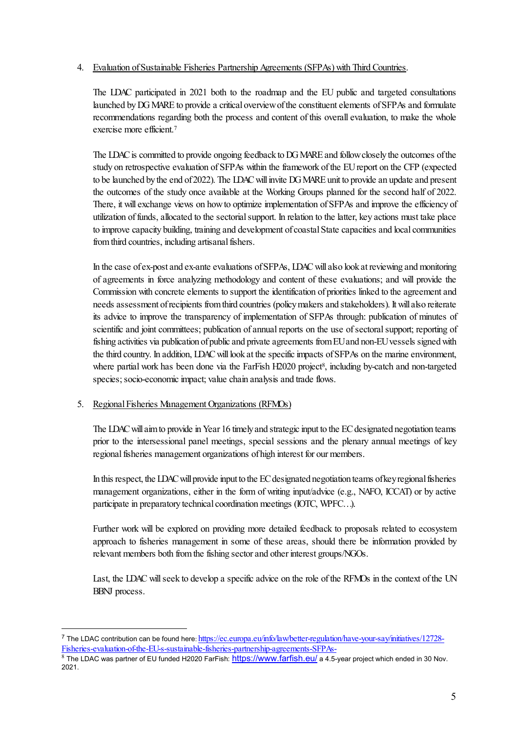4. <u>Evaluation of Sustainable Fisheries Partnership Agreements (SFPAs) with Third Countries</u>.

   The LDAC participated in 2021 both to the roadmap and the EU public and targeted consultations launched by DG MARE to provide a critical overview of the constituent elements of SFPAs and formulate recommendations regarding both the process and content of this overall evaluation, to make the whole exercise more efficient.[7]

   The LDAC is committed to provide ongoing feedback to DG MARE and follow closely the outcomes of the study on retrospective evaluation of SFPAs within the framework of the EU report on the CFP (expected to be launched by the end of 2022). The LDAC will invite DG MARE unit to provide an update and present the outcomes of the study once available at the Working Groups planned for the second half of 2022. There, it will exchange views on how to optimize implementation of SFPAs and improve the efficiency of utilization of funds, allocated to the sectorial support. In relation to the latter, key actions must take place to improve capacity building, training and development of coastal State capacities and local communities from third countries, including artisanal fishers.

   In the case of ex-post and ex-ante evaluations of SFPAs, LDAC will also look at reviewing and monitoring of agreements in force analyzing methodology and content of these evaluations; and will provide the Commission with concrete elements to support the identification of priorities linked to the agreement and needs assessment of recipients from third countries (policy makers and stakeholders). It will also reiterate its advice to improve the transparency of implementation of SFPAs through: publication of minutes of scientific and joint committees; publication of annual reports on the use of sectoral support; reporting of fishing activities via publication of public and private agreements from EU and non-EU vessels signed with the third country. In addition, LDAC will look at the specific impacts of SFPAs on the marine environment, where partial work has been done via the FarFish H2020 project[8], including by-catch and non-targeted species; socio-economic impact; value chain analysis and trade flows.

5. <u>Regional Fisheries Management Organizations (RFMOs)</u>

   The LDAC will aim to provide in Year 16 timely and strategic input to the EC designated negotiation teams prior to the intersessional panel meetings, special sessions and the plenary annual meetings of key regional fisheries management organizations of high interest for our members.

   In this respect, the LDAC will provide input to the EC designated negotiation teams of key regional fisheries management organizations, either in the form of writing input/advice (e.g., NAFO, ICCAT) or by active participate in preparatory technical coordination meetings (IOTC, WPFC…).

   Further work will be explored on providing more detailed feedback to proposals related to ecosystem approach to fisheries management in some of these areas, should there be information provided by relevant members both from the fishing sector and other interest groups/NGOs.

   Last, the LDAC will seek to develop a specific advice on the role of the RFMOs in the context of the UN BBNJ process.

---

[7] The LDAC contribution can be found here: https://ec.europa.eu/info/law/better-regulation/have-your-say/initiatives/12728-Fisheries-evaluation-of-the-EU-s-sustainable-fisheries-partnership-agreements-SFPAs-

[8] The LDAC was partner of EU funded H2020 FarFish: https://www.farfish.eu/ a 4.5-year project which ended in 30 Nov. 2021.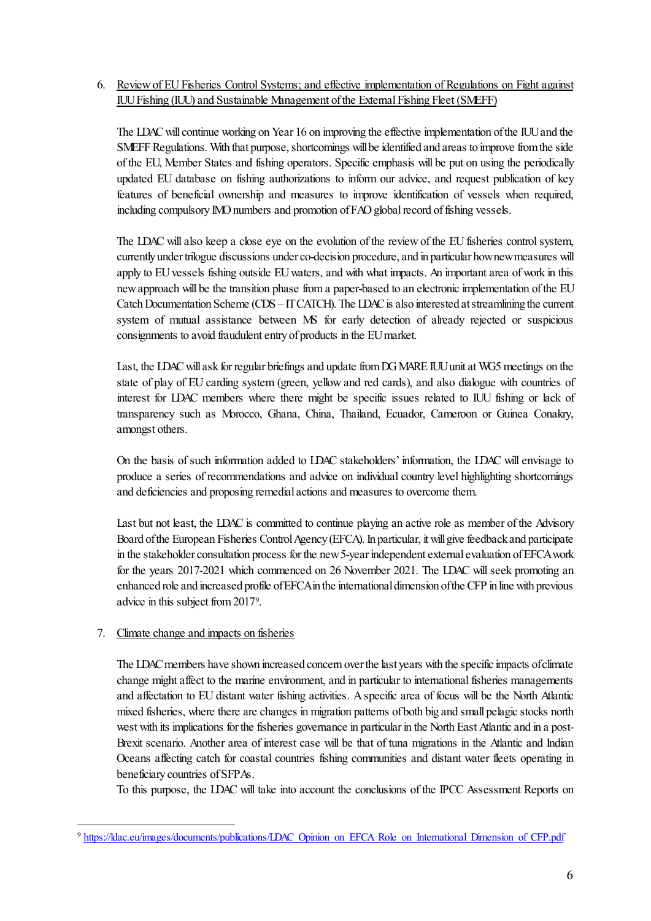6. Review of EU Fisheries Control Systems; and effective implementation of Regulations on Fight against IUU Fishing (IUU) and Sustainable Management of the External Fishing Fleet (SMEFF)

   The LDAC will continue working on Year 16 on improving the effective implementation of the IUU and the SMEFF Regulations. With that purpose, shortcomings will be identified and areas to improve from the side of the EU, Member States and fishing operators. Specific emphasis will be put on using the periodically updated EU database on fishing authorizations to inform our advice, and request publication of key features of beneficial ownership and measures to improve identification of vessels when required, including compulsory IMO numbers and promotion of FAO global record of fishing vessels.

   The LDAC will also keep a close eye on the evolution of the review of the EU fisheries control system, currently under trilogue discussions under co-decision procedure, and in particular how new measures will apply to EU vessels fishing outside EU waters, and with what impacts. An important area of work in this new approach will be the transition phase from a paper-based to an electronic implementation of the EU Catch Documentation Scheme (CDS – IT CATCH). The LDAC is also interested at streamlining the current system of mutual assistance between MS for early detection of already rejected or suspicious consignments to avoid fraudulent entry of products in the EU market.

   Last, the LDAC will ask for regular briefings and update from DG MARE IUU unit at WG5 meetings on the state of play of EU carding system (green, yellow and red cards), and also dialogue with countries of interest for LDAC members where there might be specific issues related to IUU fishing or lack of transparency such as Morocco, Ghana, China, Thailand, Ecuador, Cameroon or Guinea Conakry, amongst others.

   On the basis of such information added to LDAC stakeholders' information, the LDAC will envisage to produce a series of recommendations and advice on individual country level highlighting shortcomings and deficiencies and proposing remedial actions and measures to overcome them.

   Last but not least, the LDAC is committed to continue playing an active role as member of the Advisory Board of the European Fisheries Control Agency (EFCA). In particular, it will give feedback and participate in the stakeholder consultation process for the new 5-year independent external evaluation of EFCA work for the years 2017-2021 which commenced on 26 November 2021. The LDAC will seek promoting an enhanced role and increased profile of EFCA in the international dimension of the CFP in line with previous advice in this subject from 2017[9].

7. Climate change and impacts on fisheries

   The LDAC members have shown increased concern over the last years with the specific impacts of climate change might affect to the marine environment, and in particular to international fisheries managements and affectation to EU distant water fishing activities. A specific area of focus will be the North Atlantic mixed fisheries, where there are changes in migration patterns of both big and small pelagic stocks north west with its implications for the fisheries governance in particular in the North East Atlantic and in a post-Brexit scenario. Another area of interest case will be that of tuna migrations in the Atlantic and Indian Oceans affecting catch for coastal countries fishing communities and distant water fleets operating in beneficiary countries of SFPAs.

   To this purpose, the LDAC will take into account the conclusions of the IPCC Assessment Reports on

---

[9] https://ldac.eu/images/documents/publications/LDAC_Opinion_on_EFCA_Role_on_International_Dimension_of_CFP.pdf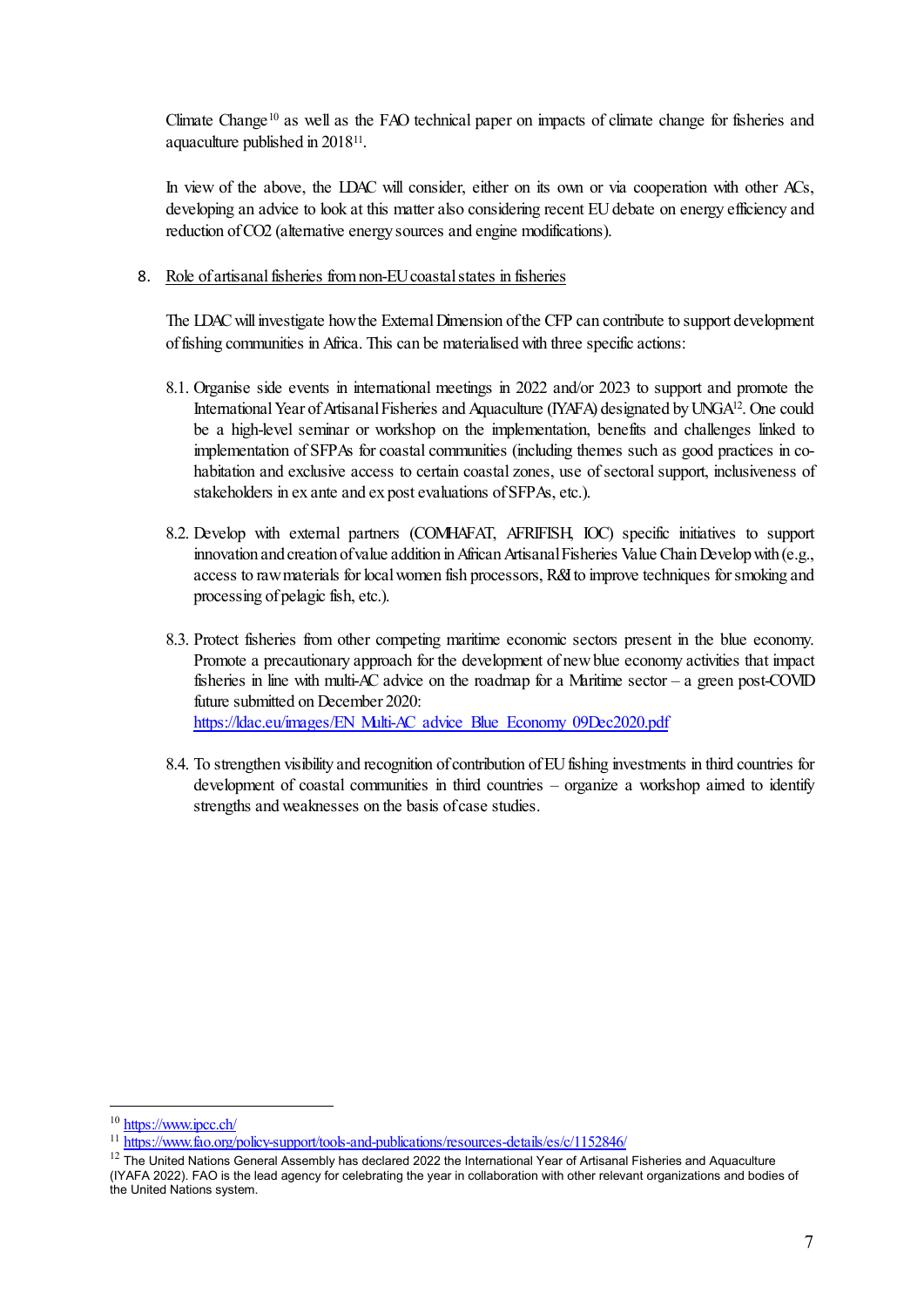Climate Change[10] as well as the FAO technical paper on impacts of climate change for fisheries and aquaculture published in 2018[11].

In view of the above, the LDAC will consider, either on its own or via cooperation with other ACs, developing an advice to look at this matter also considering recent EU debate on energy efficiency and reduction of $CO_2$ (alternative energy sources and engine modifications).

8. Role of artisanal fisheries from non-EU coastal states in fisheries

The LDAC will investigate how the External Dimension of the CFP can contribute to support development of fishing communities in Africa. This can be materialised with three specific actions:

8.1. Organise side events in international meetings in 2022 and/or 2023 to support and promote the International Year of Artisanal Fisheries and Aquaculture (IYAFA) designated by UNGA[12]. One could be a high-level seminar or workshop on the implementation, benefits and challenges linked to implementation of SFPAs for coastal communities (including themes such as good practices in co-habitation and exclusive access to certain coastal zones, use of sectoral support, inclusiveness of stakeholders in ex ante and ex post evaluations of SFPAs, etc.).

8.2. Develop with external partners (COMHAFAT, AFRIFISH, IOC) specific initiatives to support innovation and creation of value addition in African Artisanal Fisheries Value Chain Develop with (e.g., access to raw materials for local women fish processors, R&I to improve techniques for smoking and processing of pelagic fish, etc.).

8.3. Protect fisheries from other competing maritime economic sectors present in the blue economy. Promote a precautionary approach for the development of new blue economy activities that impact fisheries in line with multi-AC advice on the roadmap for a Maritime sector – a green post-COVID future submitted on December 2020: https://ldac.eu/images/EN_Multi-AC_advice_Blue_Economy_09Dec2020.pdf

8.4. To strengthen visibility and recognition of contribution of EU fishing investments in third countries for development of coastal communities in third countries – organize a workshop aimed to identify strengths and weaknesses on the basis of case studies.

---

[10] https://www.ipcc.ch/

[11] https://www.fao.org/policy-support/tools-and-publications/resources-details/es/c/1152846/

[12] The United Nations General Assembly has declared 2022 the International Year of Artisanal Fisheries and Aquaculture (IYAFA 2022). FAO is the lead agency for celebrating the year in collaboration with other relevant organizations and bodies of the United Nations system.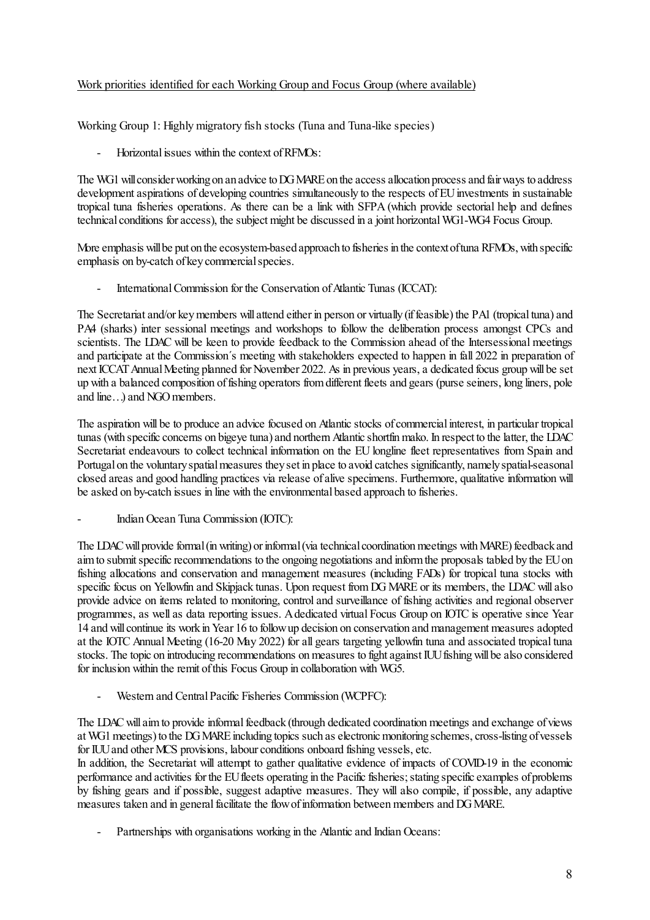Work priorities identified for each Working Group and Focus Group (where available)

Working Group 1: Highly migratory fish stocks (Tuna and Tuna-like species)

- Horizontal issues within the context of RFMOs:

The WG1 will consider working on an advice to DG MARE on the access allocation process and fair ways to address development aspirations of developing countries simultaneously to the respects of EU investments in sustainable tropical tuna fisheries operations. As there can be a link with SFPA (which provide sectorial help and defines technical conditions for access), the subject might be discussed in a joint horizontal WG1-WG4 Focus Group.

More emphasis will be put on the ecosystem-based approach to fisheries in the context of tuna RFMOs, with specific emphasis on by-catch of key commercial species.

- International Commission for the Conservation of Atlantic Tunas (ICCAT):

The Secretariat and/or key members will attend either in person or virtually (if feasible) the PA1 (tropical tuna) and PA4 (sharks) inter sessional meetings and workshops to follow the deliberation process amongst CPCs and scientists. The LDAC will be keen to provide feedback to the Commission ahead of the Intersessional meetings and participate at the Commission´s meeting with stakeholders expected to happen in fall 2022 in preparation of next ICCAT Annual Meeting planned for November 2022. As in previous years, a dedicated focus group will be set up with a balanced composition of fishing operators from different fleets and gears (purse seiners, long liners, pole and line…) and NGO members.

The aspiration will be to produce an advice focused on Atlantic stocks of commercial interest, in particular tropical tunas (with specific concerns on bigeye tuna) and northern Atlantic shortfin mako. In respect to the latter, the LDAC Secretariat endeavours to collect technical information on the EU longline fleet representatives from Spain and Portugal on the voluntary spatial measures they set in place to avoid catches significantly, namely spatial-seasonal closed areas and good handling practices via release of alive specimens. Furthermore, qualitative information will be asked on by-catch issues in line with the environmental based approach to fisheries.

- Indian Ocean Tuna Commission (IOTC):

The LDAC will provide formal (in writing) or informal (via technical coordination meetings with MARE) feedback and aim to submit specific recommendations to the ongoing negotiations and inform the proposals tabled by the EU on fishing allocations and conservation and management measures (including FADs) for tropical tuna stocks with specific focus on Yellowfin and Skipjack tunas. Upon request from DG MARE or its members, the LDAC will also provide advice on items related to monitoring, control and surveillance of fishing activities and regional observer programmes, as well as data reporting issues. A dedicated virtual Focus Group on IOTC is operative since Year 14 and will continue its work in Year 16 to follow up decision on conservation and management measures adopted at the IOTC Annual Meeting (16-20 May 2022) for all gears targeting yellowfin tuna and associated tropical tuna stocks. The topic on introducing recommendations on measures to fight against IUU fishing will be also considered for inclusion within the remit of this Focus Group in collaboration with WG5.

- Western and Central Pacific Fisheries Commission (WCPFC):

The LDAC will aim to provide informal feedback (through dedicated coordination meetings and exchange of views at WG1 meetings) to the DG MARE including topics such as electronic monitoring schemes, cross-listing of vessels for IUU and other MCS provisions, labour conditions onboard fishing vessels, etc.
In addition, the Secretariat will attempt to gather qualitative evidence of impacts of COVID-19 in the economic performance and activities for the EU fleets operating in the Pacific fisheries; stating specific examples of problems by fishing gears and if possible, suggest adaptive measures. They will also compile, if possible, any adaptive measures taken and in general facilitate the flow of information between members and DG MARE.

- Partnerships with organisations working in the Atlantic and Indian Oceans: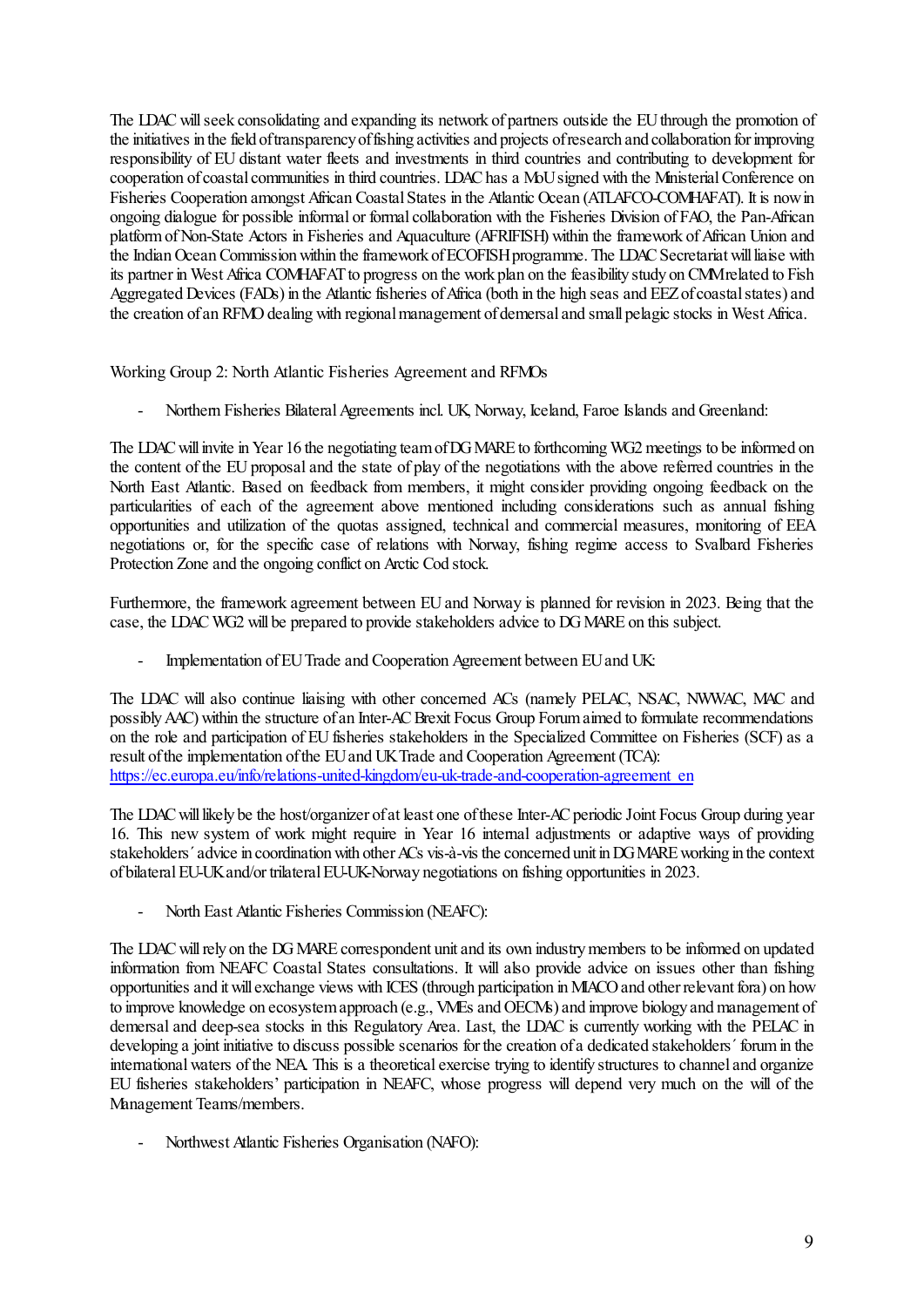The LDAC will seek consolidating and expanding its network of partners outside the EU through the promotion of the initiatives in the field of transparency of fishing activities and projects of research and collaboration for improving responsibility of EU distant water fleets and investments in third countries and contributing to development for cooperation of coastal communities in third countries. LDAC has a MoU signed with the Ministerial Conference on Fisheries Cooperation amongst African Coastal States in the Atlantic Ocean (ATLAFCO-COMHAFAT). It is now in ongoing dialogue for possible informal or formal collaboration with the Fisheries Division of FAO, the Pan-African platform of Non-State Actors in Fisheries and Aquaculture (AFRIFISH) within the framework of African Union and the Indian Ocean Commission within the framework of ECOFISH programme. The LDAC Secretariat will liaise with its partner in West Africa COMHAFAT to progress on the work plan on the feasibility study on CMM related to Fish Aggregated Devices (FADs) in the Atlantic fisheries of Africa (both in the high seas and EEZ of coastal states) and the creation of an RFMO dealing with regional management of demersal and small pelagic stocks in West Africa.

Working Group 2: North Atlantic Fisheries Agreement and RFMOs

- Northern Fisheries Bilateral Agreements incl. UK, Norway, Iceland, Faroe Islands and Greenland:

The LDAC will invite in Year 16 the negotiating team of DG MARE to forthcoming WG2 meetings to be informed on the content of the EU proposal and the state of play of the negotiations with the above referred countries in the North East Atlantic. Based on feedback from members, it might consider providing ongoing feedback on the particularities of each of the agreement above mentioned including considerations such as annual fishing opportunities and utilization of the quotas assigned, technical and commercial measures, monitoring of EEA negotiations or, for the specific case of relations with Norway, fishing regime access to Svalbard Fisheries Protection Zone and the ongoing conflict on Arctic Cod stock.

Furthermore, the framework agreement between EU and Norway is planned for revision in 2023. Being that the case, the LDAC WG2 will be prepared to provide stakeholders advice to DG MARE on this subject.

- Implementation of EU Trade and Cooperation Agreement between EU and UK:

The LDAC will also continue liaising with other concerned ACs (namely PELAC, NSAC, NWWAC, MAC and possibly AAC) within the structure of an Inter-AC Brexit Focus Group Forum aimed to formulate recommendations on the role and participation of EU fisheries stakeholders in the Specialized Committee on Fisheries (SCF) as a result of the implementation of the EU and UK Trade and Cooperation Agreement (TCA):
[https://ec.europa.eu/info/relations-united-kingdom/eu-uk-trade-and-cooperation-agreement_en](https://ec.europa.eu/info/relations-united-kingdom/eu-uk-trade-and-cooperation-agreement_en)

The LDAC will likely be the host/organizer of at least one of these Inter-AC periodic Joint Focus Group during year 16. This new system of work might require in Year 16 internal adjustments or adaptive ways of providing stakeholders´ advice in coordination with other ACs vis-à-vis the concerned unit in DG MARE working in the context of bilateral EU-UK and/or trilateral EU-UK-Norway negotiations on fishing opportunities in 2023.

- North East Atlantic Fisheries Commission (NEAFC):

The LDAC will rely on the DG MARE correspondent unit and its own industry members to be informed on updated information from NEAFC Coastal States consultations. It will also provide advice on issues other than fishing opportunities and it will exchange views with ICES (through participation in MIACO and other relevant fora) on how to improve knowledge on ecosystem approach (e.g., VMEs and OECMs) and improve biology and management of demersal and deep-sea stocks in this Regulatory Area. Last, the LDAC is currently working with the PELAC in developing a joint initiative to discuss possible scenarios for the creation of a dedicated stakeholders´ forum in the international waters of the NEA. This is a theoretical exercise trying to identify structures to channel and organize EU fisheries stakeholders' participation in NEAFC, whose progress will depend very much on the will of the Management Teams/members.

- Northwest Atlantic Fisheries Organisation (NAFO):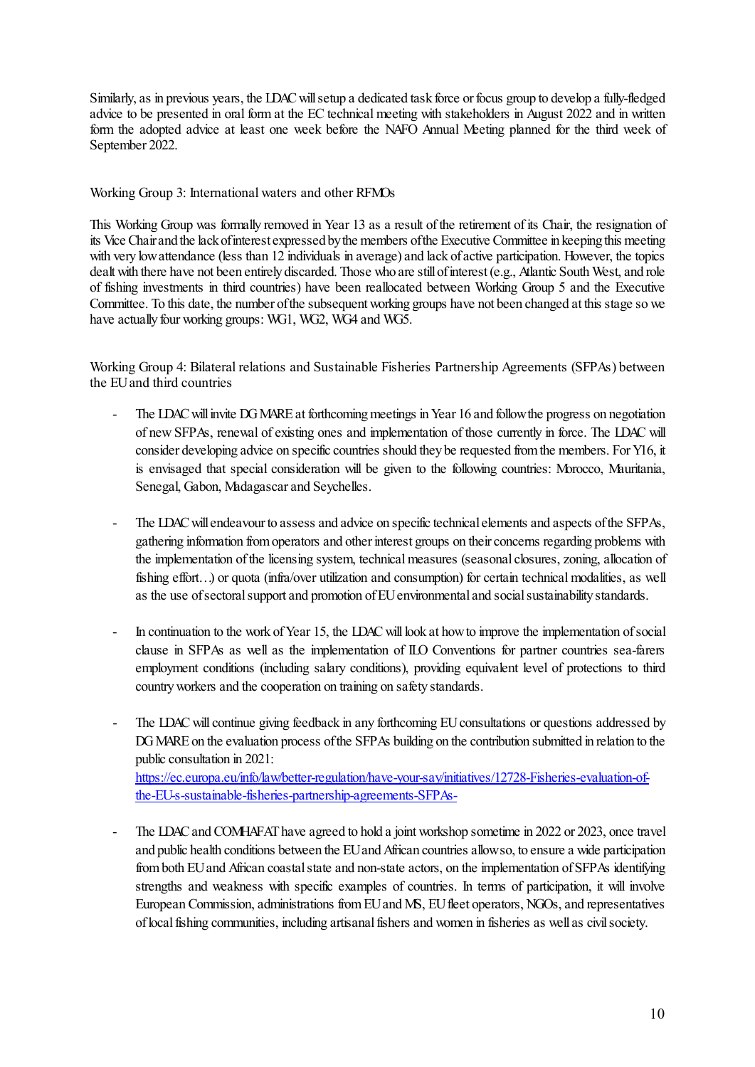Similarly, as in previous years, the LDAC will setup a dedicated task force or focus group to develop a fully-fledged advice to be presented in oral form at the EC technical meeting with stakeholders in August 2022 and in written form the adopted advice at least one week before the NAFO Annual Meeting planned for the third week of September 2022.

Working Group 3: International waters and other RFMOs

This Working Group was formally removed in Year 13 as a result of the retirement of its Chair, the resignation of its Vice Chair and the lack of interest expressed by the members of the Executive Committee in keeping this meeting with very low attendance (less than 12 individuals in average) and lack of active participation. However, the topics dealt with there have not been entirely discarded. Those who are still of interest (e.g., Atlantic South West, and role of fishing investments in third countries) have been reallocated between Working Group 5 and the Executive Committee. To this date, the number of the subsequent working groups have not been changed at this stage so we have actually four working groups: WG1, WG2, WG4 and WG5.

Working Group 4: Bilateral relations and Sustainable Fisheries Partnership Agreements (SFPAs) between the EU and third countries

- The LDAC will invite DG MARE at forthcoming meetings in Year 16 and follow the progress on negotiation of new SFPAs, renewal of existing ones and implementation of those currently in force. The LDAC will consider developing advice on specific countries should they be requested from the members. For Y16, it is envisaged that special consideration will be given to the following countries: Morocco, Mauritania, Senegal, Gabon, Madagascar and Seychelles.

- The LDAC will endeavour to assess and advice on specific technical elements and aspects of the SFPAs, gathering information from operators and other interest groups on their concerns regarding problems with the implementation of the licensing system, technical measures (seasonal closures, zoning, allocation of fishing effort…) or quota (infra/over utilization and consumption) for certain technical modalities, as well as the use of sectoral support and promotion of EU environmental and social sustainability standards.

- In continuation to the work of Year 15, the LDAC will look at how to improve the implementation of social clause in SFPAs as well as the implementation of ILO Conventions for partner countries sea-farers employment conditions (including salary conditions), providing equivalent level of protections to third country workers and the cooperation on training on safety standards.

- The LDAC will continue giving feedback in any forthcoming EU consultations or questions addressed by DG MARE on the evaluation process of the SFPAs building on the contribution submitted in relation to the public consultation in 2021: https://ec.europa.eu/info/law/better-regulation/have-your-say/initiatives/12728-Fisheries-evaluation-of-the-EU-s-sustainable-fisheries-partnership-agreements-SFPAs-

- The LDAC and COMHAFAT have agreed to hold a joint workshop sometime in 2022 or 2023, once travel and public health conditions between the EU and African countries allow so, to ensure a wide participation from both EU and African coastal state and non-state actors, on the implementation of SFPAs identifying strengths and weakness with specific examples of countries. In terms of participation, it will involve European Commission, administrations from EU and MS, EU fleet operators, NGOs, and representatives of local fishing communities, including artisanal fishers and women in fisheries as well as civil society.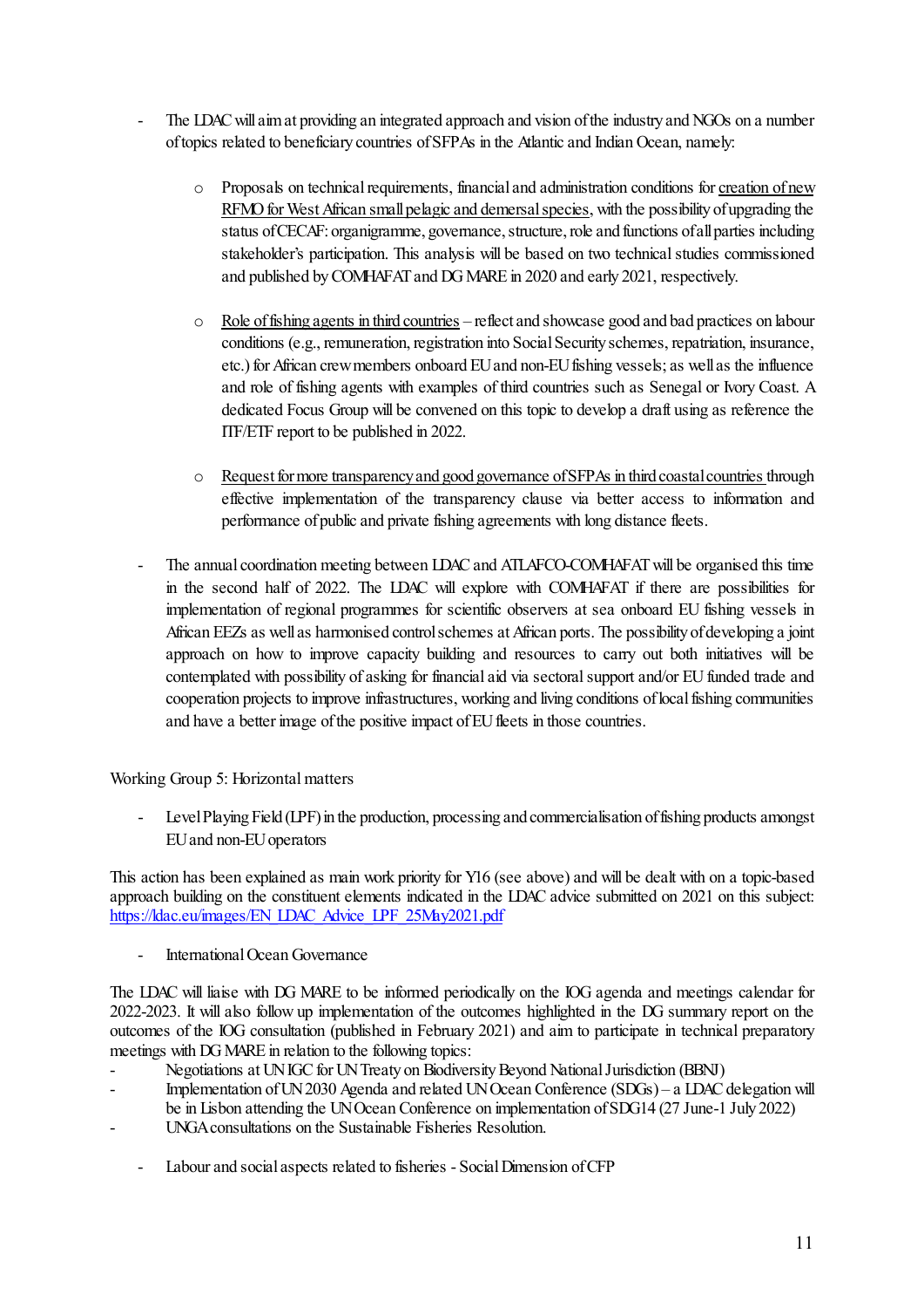- The LDAC will aim at providing an integrated approach and vision of the industry and NGOs on a number of topics related to beneficiary countries of SFPAs in the Atlantic and Indian Ocean, namely:

    - Proposals on technical requirements, financial and administration conditions for <u>creation of new RFMO for West African small pelagic and demersal species</u>, with the possibility of upgrading the status of CECAF: organigramme, governance, structure, role and functions of all parties including stakeholder's participation. This analysis will be based on two technical studies commissioned and published by COMHAFAT and DG MARE in 2020 and early 2021, respectively.

    - <u>Role of fishing agents in third countries</u> – reflect and showcase good and bad practices on labour conditions (e.g., remuneration, registration into Social Security schemes, repatriation, insurance, etc.) for African crew members onboard EU and non-EU fishing vessels; as well as the influence and role of fishing agents with examples of third countries such as Senegal or Ivory Coast. A dedicated Focus Group will be convened on this topic to develop a draft using as reference the ITF/ETF report to be published in 2022.

    - <u>Request for more transparency and good governance of SFPAs in third coastal countries</u> through effective implementation of the transparency clause via better access to information and performance of public and private fishing agreements with long distance fleets.

- The annual coordination meeting between LDAC and ATLAFCO-COMHAFAT will be organised this time in the second half of 2022. The LDAC will explore with COMHAFAT if there are possibilities for implementation of regional programmes for scientific observers at sea onboard EU fishing vessels in African EEZs as well as harmonised control schemes at African ports. The possibility of developing a joint approach on how to improve capacity building and resources to carry out both initiatives will be contemplated with possibility of asking for financial aid via sectoral support and/or EU funded trade and cooperation projects to improve infrastructures, working and living conditions of local fishing communities and have a better image of the positive impact of EU fleets in those countries.

Working Group 5: Horizontal matters

- Level Playing Field (LPF) in the production, processing and commercialisation of fishing products amongst EU and non-EU operators

This action has been explained as main work priority for Y16 (see above) and will be dealt with on a topic-based approach building on the constituent elements indicated in the LDAC advice submitted on 2021 on this subject: https://ldac.eu/images/EN_LDAC_Advice_LPF_25May2021.pdf

- International Ocean Governance

The LDAC will liaise with DG MARE to be informed periodically on the IOG agenda and meetings calendar for 2022-2023. It will also follow up implementation of the outcomes highlighted in the DG summary report on the outcomes of the IOG consultation (published in February 2021) and aim to participate in technical preparatory meetings with DG MARE in relation to the following topics:

- Negotiations at UN IGC for UN Treaty on Biodiversity Beyond National Jurisdiction (BBNJ)
- Implementation of UN 2030 Agenda and related UN Ocean Conference (SDGs) – a LDAC delegation will be in Lisbon attending the UN Ocean Conference on implementation of SDG14 (27 June-1 July 2022)
- UNGA consultations on the Sustainable Fisheries Resolution.

- Labour and social aspects related to fisheries - Social Dimension of CFP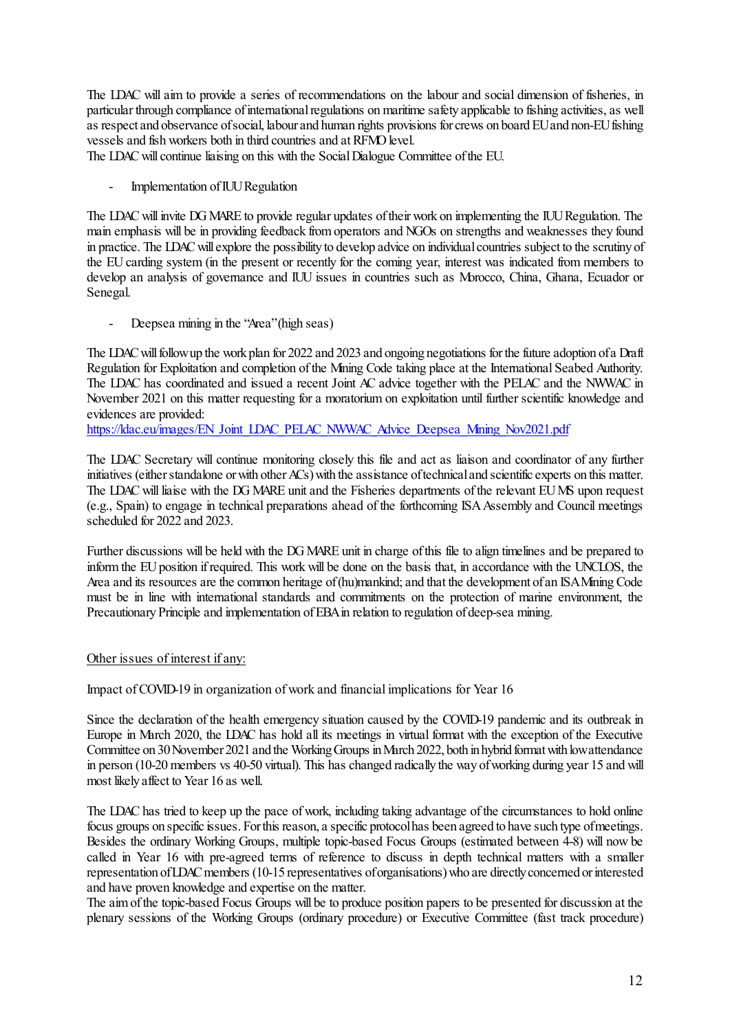The LDAC will aim to provide a series of recommendations on the labour and social dimension of fisheries, in particular through compliance of international regulations on maritime safety applicable to fishing activities, as well as respect and observance of social, labour and human rights provisions for crews on board EU and non-EU fishing vessels and fish workers both in third countries and at RFMO level.
The LDAC will continue liaising on this with the Social Dialogue Committee of the EU.

- Implementation of IUU Regulation

The LDAC will invite DG MARE to provide regular updates of their work on implementing the IUU Regulation. The main emphasis will be in providing feedback from operators and NGOs on strengths and weaknesses they found in practice. The LDAC will explore the possibility to develop advice on individual countries subject to the scrutiny of the EU carding system (in the present or recently for the coming year, interest was indicated from members to develop an analysis of governance and IUU issues in countries such as Morocco, China, Ghana, Ecuador or Senegal.

- Deepsea mining in the "Area" (high seas)

The LDAC will follow up the work plan for 2022 and 2023 and ongoing negotiations for the future adoption of a Draft Regulation for Exploitation and completion of the Mining Code taking place at the International Seabed Authority. The LDAC has coordinated and issued a recent Joint AC advice together with the PELAC and the NWWAC in November 2021 on this matter requesting for a moratorium on exploitation until further scientific knowledge and evidences are provided:
https://ldac.eu/images/EN_Joint_LDAC_PELAC_NWWAC_Advice_Deepsea_Mining_Nov2021.pdf

The LDAC Secretary will continue monitoring closely this file and act as liaison and coordinator of any further initiatives (either standalone or with other ACs) with the assistance of technical and scientific experts on this matter. The LDAC will liaise with the DG MARE unit and the Fisheries departments of the relevant EU MS upon request (e.g., Spain) to engage in technical preparations ahead of the forthcoming ISA Assembly and Council meetings scheduled for 2022 and 2023.

Further discussions will be held with the DG MARE unit in charge of this file to align timelines and be prepared to inform the EU position if required. This work will be done on the basis that, in accordance with the UNCLOS, the Area and its resources are the common heritage of (hu)mankind; and that the development of an ISA Mining Code must be in line with international standards and commitments on the protection of marine environment, the Precautionary Principle and implementation of EBA in relation to regulation of deep-sea mining.

<u>Other issues of interest if any:</u>

Impact of COVID-19 in organization of work and financial implications for Year 16

Since the declaration of the health emergency situation caused by the COVID-19 pandemic and its outbreak in Europe in March 2020, the LDAC has hold all its meetings in virtual format with the exception of the Executive Committee on 30 November 2021 and the Working Groups in March 2022, both in hybrid format with low attendance in person (10-20 members vs 40-50 virtual). This has changed radically the way of working during year 15 and will most likely affect to Year 16 as well.

The LDAC has tried to keep up the pace of work, including taking advantage of the circumstances to hold online focus groups on specific issues. For this reason, a specific protocol has been agreed to have such type of meetings. Besides the ordinary Working Groups, multiple topic-based Focus Groups (estimated between 4-8) will now be called in Year 16 with pre-agreed terms of reference to discuss in depth technical matters with a smaller representation of LDAC members (10-15 representatives of organisations) who are directly concerned or interested and have proven knowledge and expertise on the matter.
The aim of the topic-based Focus Groups will be to produce position papers to be presented for discussion at the plenary sessions of the Working Groups (ordinary procedure) or Executive Committee (fast track procedure)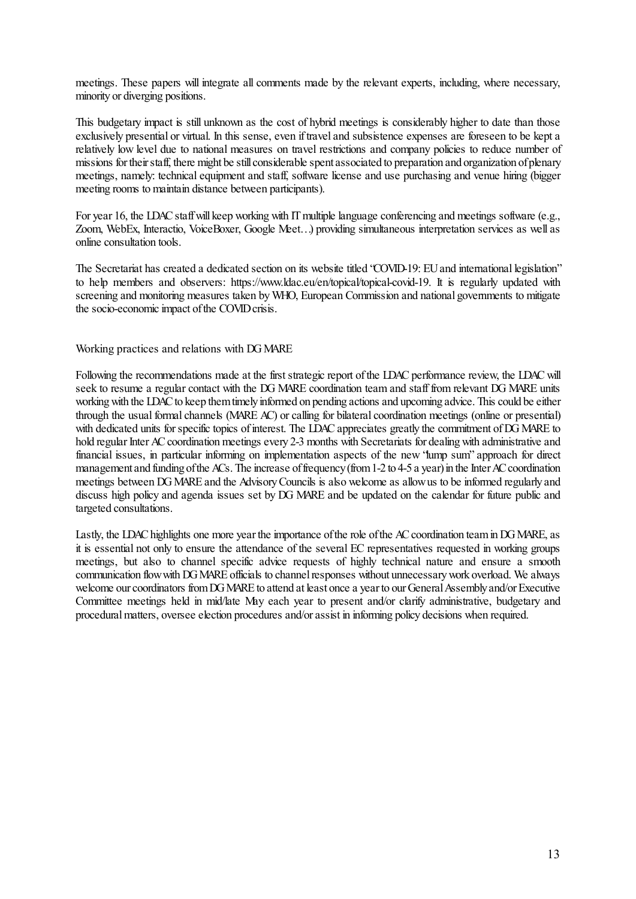meetings. These papers will integrate all comments made by the relevant experts, including, where necessary, minority or diverging positions.

This budgetary impact is still unknown as the cost of hybrid meetings is considerably higher to date than those exclusively presential or virtual. In this sense, even if travel and subsistence expenses are foreseen to be kept a relatively low level due to national measures on travel restrictions and company policies to reduce number of missions for their staff, there might be still considerable spent associated to preparation and organization of plenary meetings, namely: technical equipment and staff, software license and use purchasing and venue hiring (bigger meeting rooms to maintain distance between participants).

For year 16, the LDAC staff will keep working with IT multiple language conferencing and meetings software (e.g., Zoom, WebEx, Interactio, VoiceBoxer, Google Meet…) providing simultaneous interpretation services as well as online consultation tools.

The Secretariat has created a dedicated section on its website titled "COVID-19: EU and international legislation" to help members and observers: https://www.ldac.eu/en/topical/topical-covid-19. It is regularly updated with screening and monitoring measures taken by WHO, European Commission and national governments to mitigate the socio-economic impact of the COVID crisis.

Working practices and relations with DG MARE

Following the recommendations made at the first strategic report of the LDAC performance review, the LDAC will seek to resume a regular contact with the DG MARE coordination team and staff from relevant DG MARE units working with the LDAC to keep them timely informed on pending actions and upcoming advice. This could be either through the usual formal channels (MARE AC) or calling for bilateral coordination meetings (online or presential) with dedicated units for specific topics of interest. The LDAC appreciates greatly the commitment of DG MARE to hold regular Inter AC coordination meetings every 2-3 months with Secretariats for dealing with administrative and financial issues, in particular informing on implementation aspects of the new "lump sum" approach for direct management and funding of the ACs. The increase of frequency (from 1-2 to 4-5 a year) in the Inter AC coordination meetings between DG MARE and the Advisory Councils is also welcome as allow us to be informed regularly and discuss high policy and agenda issues set by DG MARE and be updated on the calendar for future public and targeted consultations.

Lastly, the LDAC highlights one more year the importance of the role of the AC coordination team in DG MARE, as it is essential not only to ensure the attendance of the several EC representatives requested in working groups meetings, but also to channel specific advice requests of highly technical nature and ensure a smooth communication flow with DG MARE officials to channel responses without unnecessary work overload. We always welcome our coordinators from DG MARE to attend at least once a year to our General Assembly and/or Executive Committee meetings held in mid/late May each year to present and/or clarify administrative, budgetary and procedural matters, oversee election procedures and/or assist in informing policy decisions when required.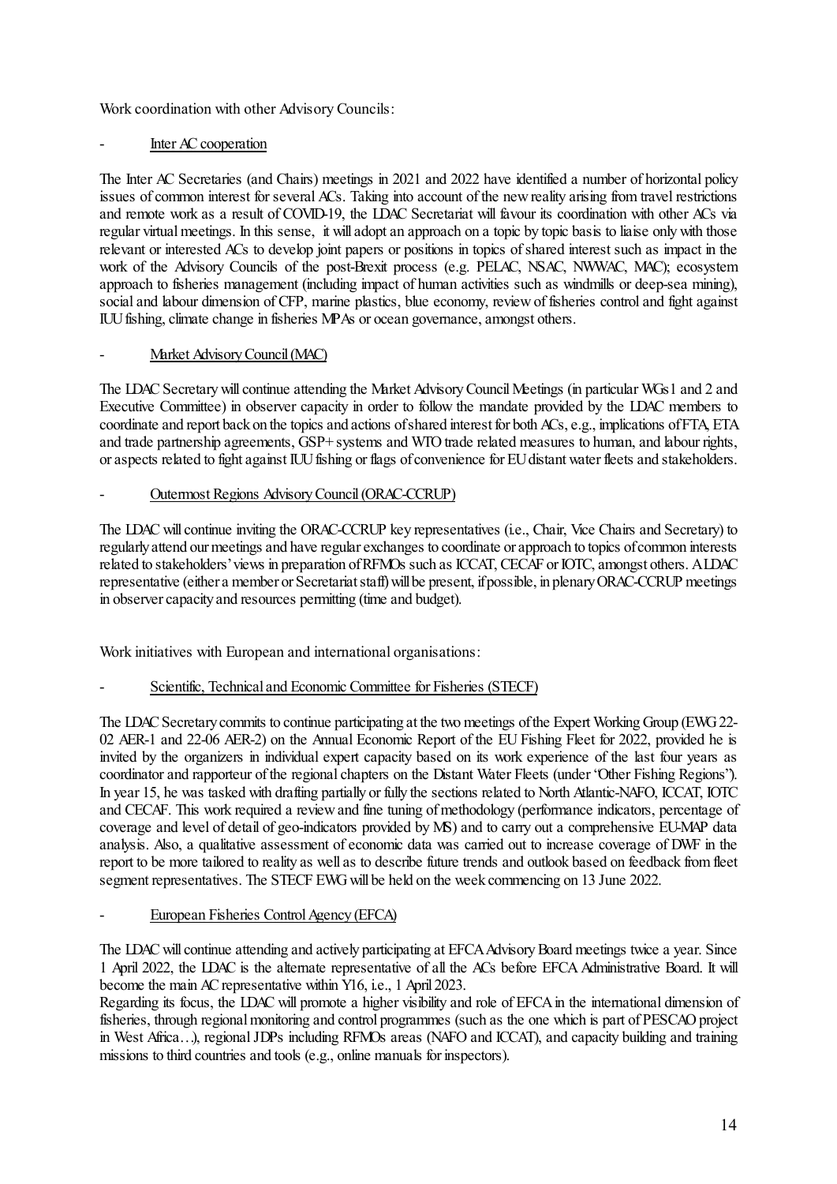Work coordination with other Advisory Councils:

- <u>Inter AC cooperation</u>

The Inter AC Secretaries (and Chairs) meetings in 2021 and 2022 have identified a number of horizontal policy issues of common interest for several ACs. Taking into account of the new reality arising from travel restrictions and remote work as a result of COVID-19, the LDAC Secretariat will favour its coordination with other ACs via regular virtual meetings. In this sense, it will adopt an approach on a topic by topic basis to liaise only with those relevant or interested ACs to develop joint papers or positions in topics of shared interest such as impact in the work of the Advisory Councils of the post-Brexit process (e.g. PELAC, NSAC, NWWAC, MAC); ecosystem approach to fisheries management (including impact of human activities such as windmills or deep-sea mining), social and labour dimension of CFP, marine plastics, blue economy, review of fisheries control and fight against IUU fishing, climate change in fisheries MPAs or ocean governance, amongst others.

- <u>Market Advisory Council (MAC)</u>

The LDAC Secretary will continue attending the Market Advisory Council Meetings (in particular WGs1 and 2 and Executive Committee) in observer capacity in order to follow the mandate provided by the LDAC members to coordinate and report back on the topics and actions of shared interest for both ACs, e.g., implications of FTA, ETA and trade partnership agreements, GSP+ systems and WTO trade related measures to human, and labour rights, or aspects related to fight against IUU fishing or flags of convenience for EU distant water fleets and stakeholders.

- <u>Outermost Regions Advisory Council (ORAC-CCRUP)</u>

The LDAC will continue inviting the ORAC-CCRUP key representatives (i.e., Chair, Vice Chairs and Secretary) to regularly attend our meetings and have regular exchanges to coordinate or approach to topics of common interests related to stakeholders' views in preparation of RFMOs such as ICCAT, CECAF or IOTC, amongst others. A LDAC representative (either a member or Secretariat staff) will be present, if possible, in plenary ORAC-CCRUP meetings in observer capacity and resources permitting (time and budget).

Work initiatives with European and international organisations:

- <u>Scientific, Technical and Economic Committee for Fisheries (STECF)</u>

The LDAC Secretary commits to continue participating at the two meetings of the Expert Working Group (EWG 22-02 AER-1 and 22-06 AER-2) on the Annual Economic Report of the EU Fishing Fleet for 2022, provided he is invited by the organizers in individual expert capacity based on its work experience of the last four years as coordinator and rapporteur of the regional chapters on the Distant Water Fleets (under "Other Fishing Regions"). In year 15, he was tasked with drafting partially or fully the sections related to North Atlantic-NAFO, ICCAT, IOTC and CECAF. This work required a review and fine tuning of methodology (performance indicators, percentage of coverage and level of detail of geo-indicators provided by MS) and to carry out a comprehensive EU-MAP data analysis. Also, a qualitative assessment of economic data was carried out to increase coverage of DWF in the report to be more tailored to reality as well as to describe future trends and outlook based on feedback from fleet segment representatives. The STECF EWG will be held on the week commencing on 13 June 2022.

- <u>European Fisheries Control Agency (EFCA)</u>

The LDAC will continue attending and actively participating at EFCA Advisory Board meetings twice a year. Since 1 April 2022, the LDAC is the alternate representative of all the ACs before EFCA Administrative Board. It will become the main AC representative within Y16, i.e., 1 April 2023.

Regarding its focus, the LDAC will promote a higher visibility and role of EFCA in the international dimension of fisheries, through regional monitoring and control programmes (such as the one which is part of PESCAO project in West Africa…), regional JDPs including RFMOs areas (NAFO and ICCAT), and capacity building and training missions to third countries and tools (e.g., online manuals for inspectors).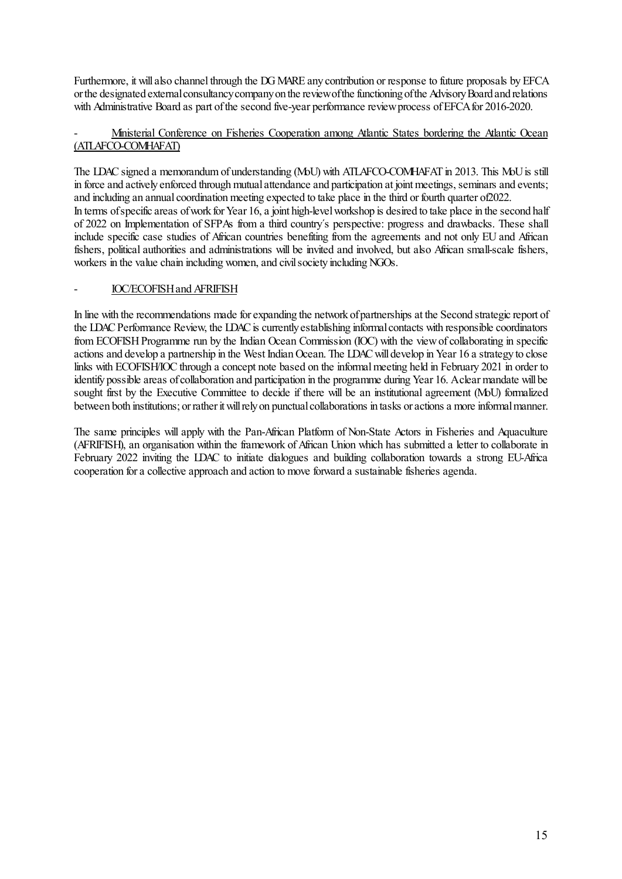Furthermore, it will also channel through the DG MARE any contribution or response to future proposals by EFCA or the designated external consultancy company on the review of the functioning of the Advisory Board and relations with Administrative Board as part of the second five-year performance review process of EFCA for 2016-2020.

- <u>Ministerial Conference on Fisheries Cooperation among Atlantic States bordering the Atlantic Ocean (ATLAFCO-COMHAFAT)</u>

The LDAC signed a memorandum of understanding (MoU) with ATLAFCO-COMHAFAT in 2013. This MoU is still in force and actively enforced through mutual attendance and participation at joint meetings, seminars and events; and including an annual coordination meeting expected to take place in the third or fourth quarter of2022.
In terms of specific areas of work for Year 16, a joint high-level workshop is desired to take place in the second half of 2022 on Implementation of SFPAs from a third country´s perspective: progress and drawbacks. These shall include specific case studies of African countries benefiting from the agreements and not only EU and African fishers, political authorities and administrations will be invited and involved, but also African small-scale fishers, workers in the value chain including women, and civil society including NGOs.

- <u>IOC/ECOFISH and AFRIFISH</u>

In line with the recommendations made for expanding the network of partnerships at the Second strategic report of the LDAC Performance Review, the LDAC is currently establishing informal contacts with responsible coordinators from ECOFISH Programme run by the Indian Ocean Commission (IOC) with the view of collaborating in specific actions and develop a partnership in the West Indian Ocean. The LDAC will develop in Year 16 a strategy to close links with ECOFISH/IOC through a concept note based on the informal meeting held in February 2021 in order to identify possible areas of collaboration and participation in the programme during Year 16. A clear mandate will be sought first by the Executive Committee to decide if there will be an institutional agreement (MoU) formalized between both institutions; or rather it will rely on punctual collaborations in tasks or actions a more informal manner.

The same principles will apply with the Pan-African Platform of Non-State Actors in Fisheries and Aquaculture (AFRIFISH), an organisation within the framework of African Union which has submitted a letter to collaborate in February 2022 inviting the LDAC to initiate dialogues and building collaboration towards a strong EU-Africa cooperation for a collective approach and action to move forward a sustainable fisheries agenda.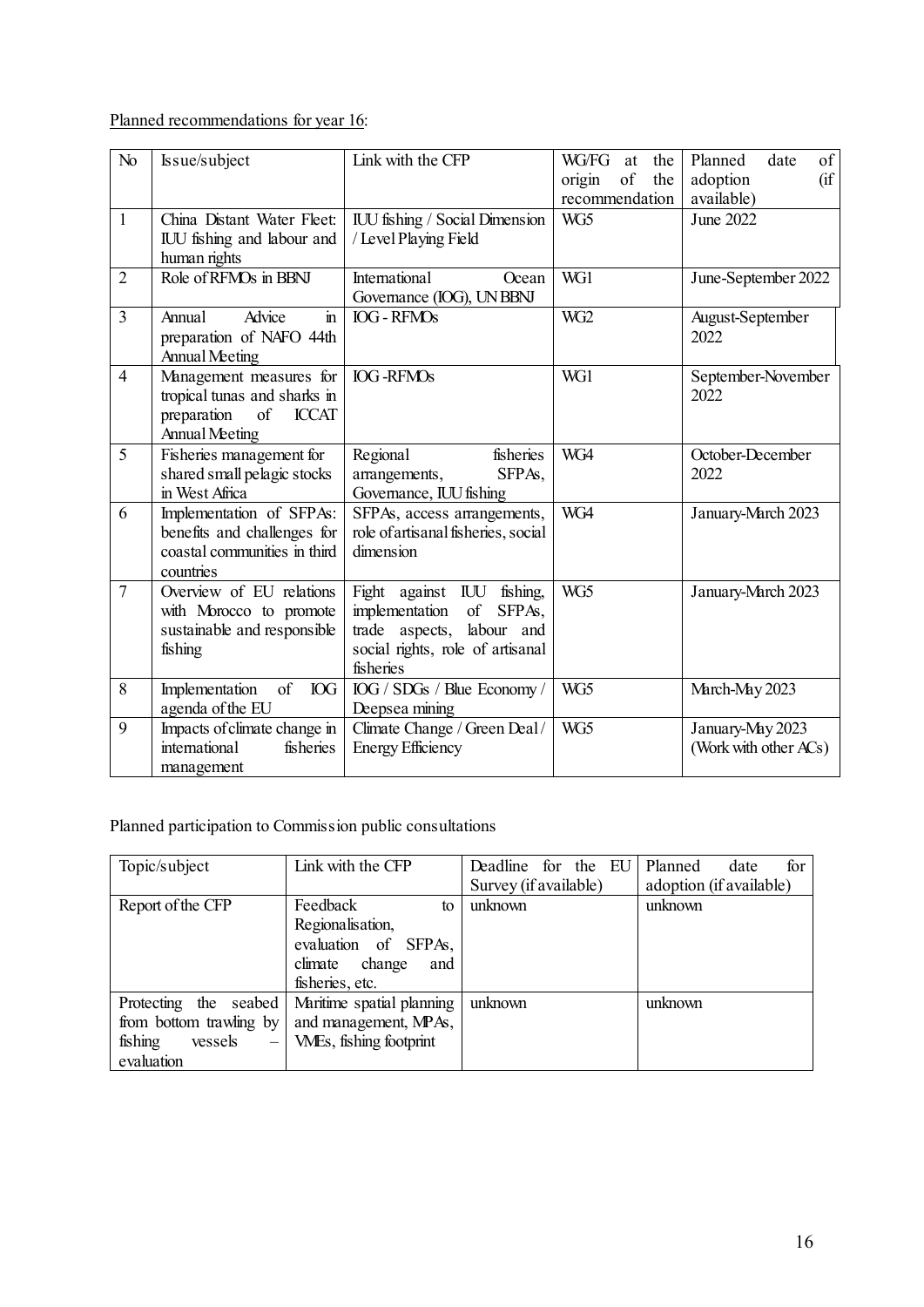<u>Planned recommendations for year 16</u>:

| No | Issue/subject | Link with the CFP | WG/FG at the origin of the recommendation | Planned date of adoption (if available) |
|---|---|---|---|---|
| 1 | China Distant Water Fleet: IUU fishing and labour and human rights | IUU fishing / Social Dimension / Level Playing Field | WG5 | June 2022 |
| 2 | Role of RFMOs in BBNJ | International Ocean Governance (IOG), UN BBNJ | WG1 | June-September 2022 |
| 3 | Annual Advice in preparation of NAFO 44th Annual Meeting | IOG - RFMOs | WG2 | August-September 2022 |
| 4 | Management measures for tropical tunas and sharks in preparation of ICCAT Annual Meeting | IOG -RFMOs | WG1 | September-November 2022 |
| 5 | Fisheries management for shared small pelagic stocks in West Africa | Regional fisheries arrangements, SFPAs, Governance, IUU fishing | WG4 | October-December 2022 |
| 6 | Implementation of SFPAs: benefits and challenges for coastal communities in third countries | SFPAs, access arrangements, role of artisanal fisheries, social dimension | WG4 | January-March 2023 |
| 7 | Overview of EU relations with Morocco to promote sustainable and responsible fishing | Fight against IUU fishing, implementation of SFPAs, trade aspects, labour and social rights, role of artisanal fisheries | WG5 | January-March 2023 |
| 8 | Implementation of IOG agenda of the EU | IOG / SDGs / Blue Economy / Deepsea mining | WG5 | March-May 2023 |
| 9 | Impacts of climate change in international fisheries management | Climate Change / Green Deal / Energy Efficiency | WG5 | January-May 2023 (Work with other ACs) |

Planned participation to Commission public consultations

| Topic/subject | Link with the CFP | Deadline for the EU Survey (if available) | Planned date for adoption (if available) |
|---|---|---|---|
| Report of the CFP | Feedback to Regionalisation, evaluation of SFPAs, climate change and fisheries, etc. | unknown | unknown |
| Protecting the seabed from bottom trawling by fishing vessels – evaluation | Maritime spatial planning and management, MPAs, VMEs, fishing footprint | unknown | unknown |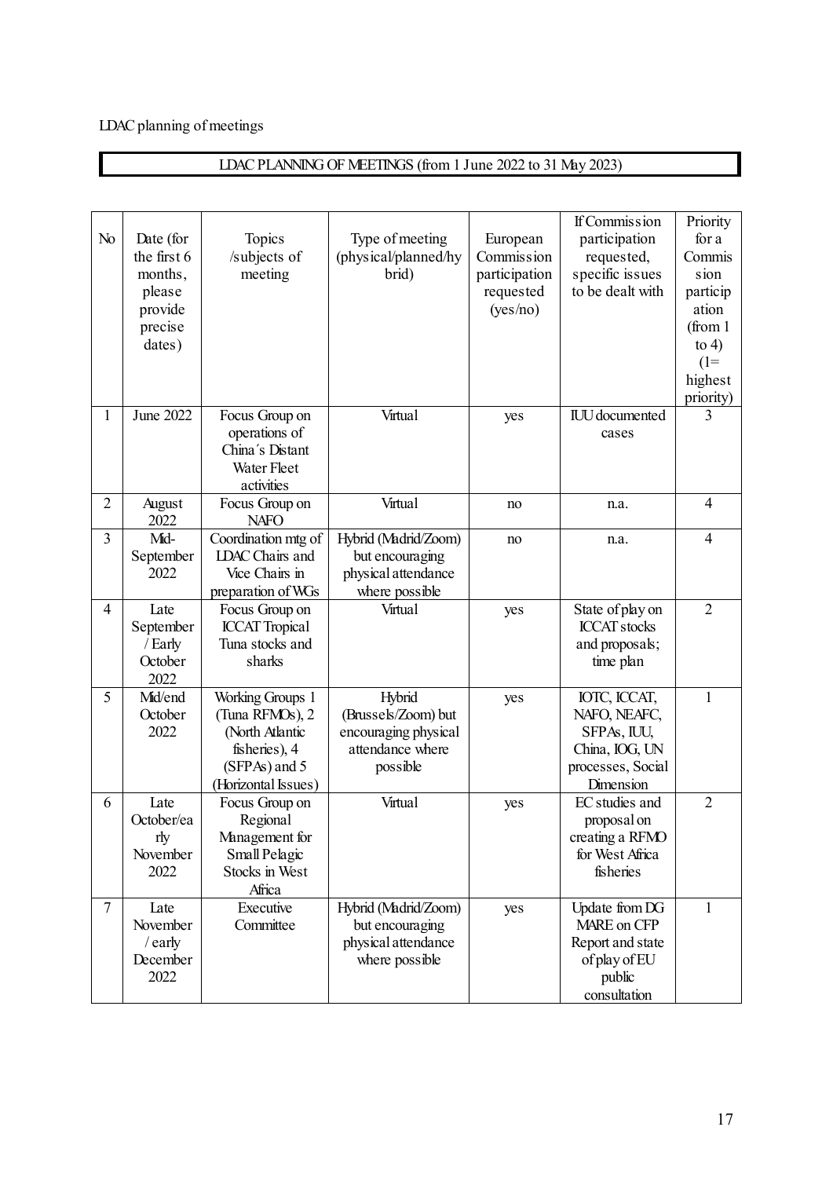LDAC planning of meetings

## LDAC PLANNING OF MEETINGS (from 1 June 2022 to 31 May 2023)

| No | Date (for the first 6 months, please provide precise dates) | Topics /subjects of meeting | Type of meeting (physical/planned/hybrid) | European Commission participation requested (yes/no) | If Commission participation requested, specific issues to be dealt with | Priority for a Commission participation (from 1 to 4) (1= highest priority) |
|---|---|---|---|---|---|---|
| 1 | June 2022 | Focus Group on operations of China´s Distant Water Fleet activities | Virtual | yes | IUU documented cases | 3 |
| 2 | August 2022 | Focus Group on NAFO | Virtual | no | n.a. | 4 |
| 3 | Mid-September 2022 | Coordination mtg of LDAC Chairs and Vice Chairs in preparation of WGs | Hybrid (Madrid/Zoom) but encouraging physical attendance where possible | no | n.a. | 4 |
| 4 | Late September / Early October 2022 | Focus Group on ICCAT Tropical Tuna stocks and sharks | Virtual | yes | State of play on ICCAT stocks and proposals; time plan | 2 |
| 5 | Mid/end October 2022 | Working Groups 1 (Tuna RFMOs), 2 (North Atlantic fisheries), 4 (SFPAs) and 5 (Horizontal Issues) | Hybrid (Brussels/Zoom) but encouraging physical attendance where possible | yes | IOTC, ICCAT, NAFO, NEAFC, SFPAs, IUU, China, IOG, UN processes, Social Dimension | 1 |
| 6 | Late October/early November 2022 | Focus Group on Regional Management for Small Pelagic Stocks in West Africa | Virtual | yes | EC studies and proposal on creating a RFMO for West Africa fisheries | 2 |
| 7 | Late November / early December 2022 | Executive Committee | Hybrid (Madrid/Zoom) but encouraging physical attendance where possible | yes | Update from DG MARE on CFP Report and state of play of EU public consultation | 1 |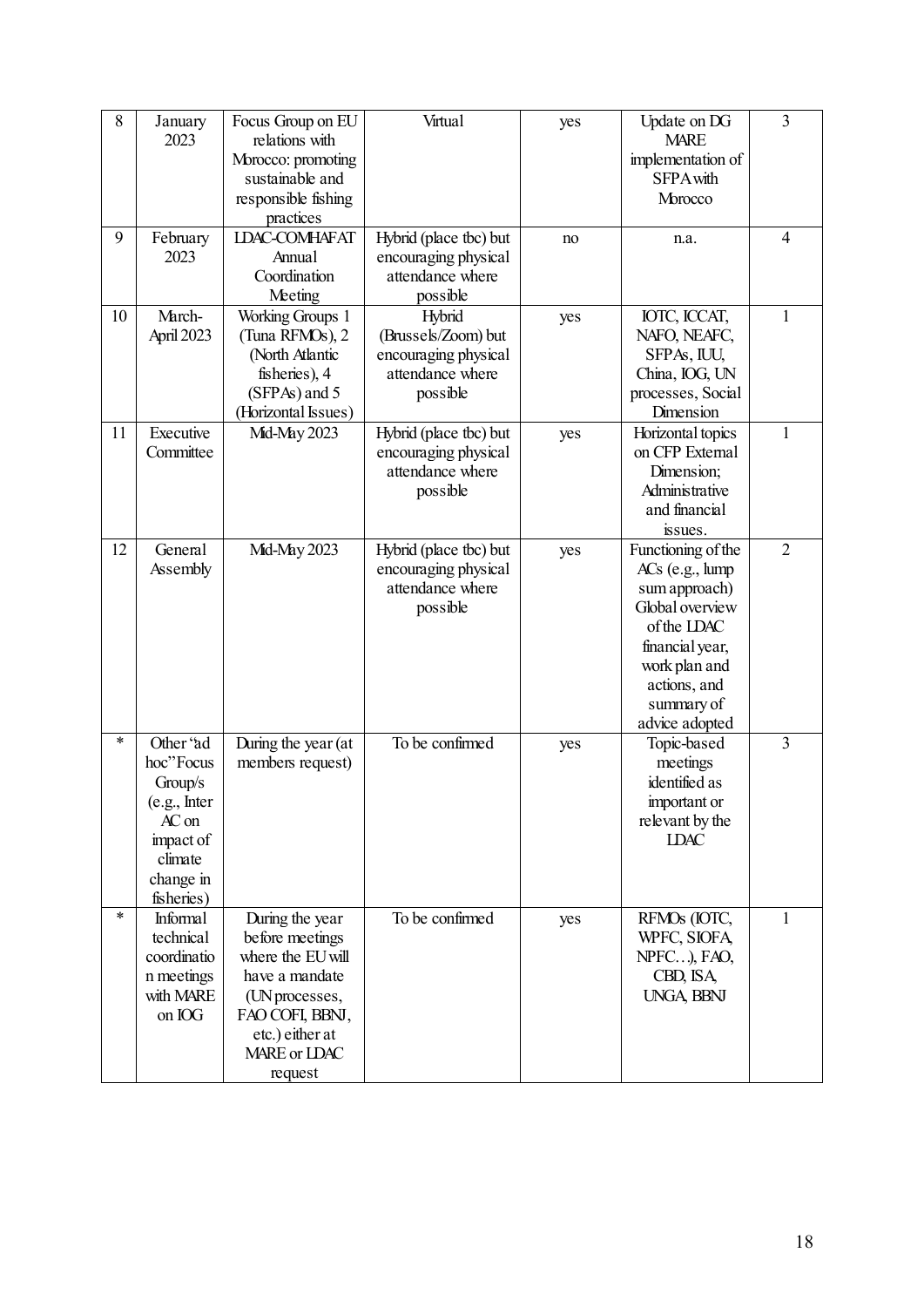| | | | | | | |
|---|---|---|---|---|---|---|
| 8 | January 2023 | Focus Group on EU relations with Morocco: promoting sustainable and responsible fishing practices | Virtual | yes | Update on DG MARE implementation of SFPA with Morocco | 3 |
| 9 | February 2023 | LDAC-COMHAFAT Annual Coordination Meeting | Hybrid (place tbc) but encouraging physical attendance where possible | no | n.a. | 4 |
| 10 | March-April 2023 | Working Groups 1 (Tuna RFMOs), 2 (North Atlantic fisheries), 4 (SFPAs) and 5 (Horizontal Issues) | Hybrid (Brussels/Zoom) but encouraging physical attendance where possible | yes | IOTC, ICCAT, NAFO, NEAFC, SFPAs, IUU, China, IOG, UN processes, Social Dimension | 1 |
| 11 | Executive Committee | Mid-May 2023 | Hybrid (place tbc) but encouraging physical attendance where possible | yes | Horizontal topics on CFP External Dimension; Administrative and financial issues. | 1 |
| 12 | General Assembly | Mid-May 2023 | Hybrid (place tbc) but encouraging physical attendance where possible | yes | Functioning of the ACs (e.g., lump sum approach) Global overview of the LDAC financial year, work plan and actions, and summary of advice adopted | 2 |
| * | Other "ad hoc" Focus Group/s (e.g., Inter AC on impact of climate change in fisheries) | During the year (at members request) | To be confirmed | yes | Topic-based meetings identified as important or relevant by the LDAC | 3 |
| * | Informal technical coordination meetings with MARE on IOG | During the year before meetings where the EU will have a mandate (UN processes, FAO COFI, BBNJ, etc.) either at MARE or LDAC request | To be confirmed | yes | RFMOs (IOTC, WPFC, SIOFA, NPFC…), FAO, CBD, ISA, UNGA, BBNJ | 1 |